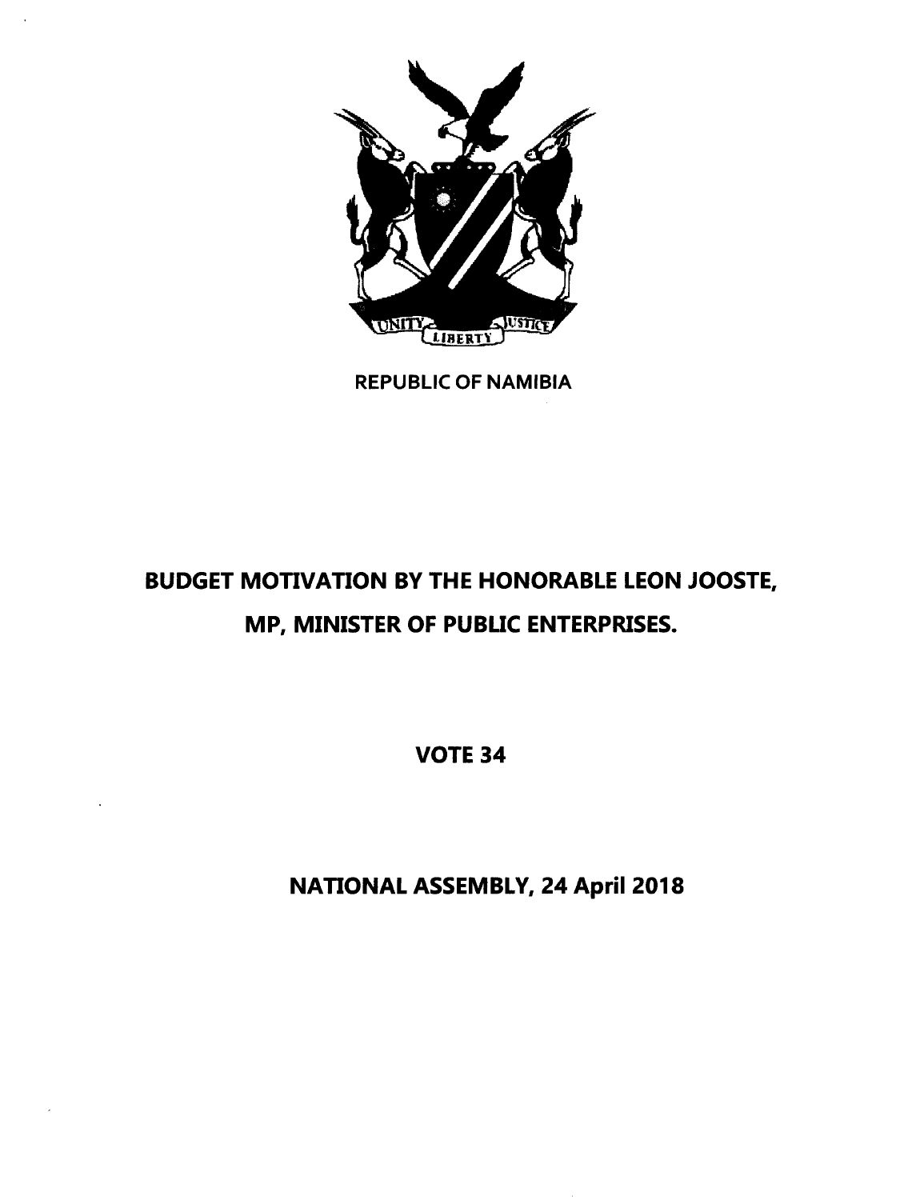REPUBLIC OF NAMIBIA

# BUDGET MOTIVATION BY THE HONORABLE LEON JOOSTE, MP, MINISTER OF PUBLIC ENTERPRISES.

## VOTE 34

## NATIONAL ASSEMBLY, 24 April 2018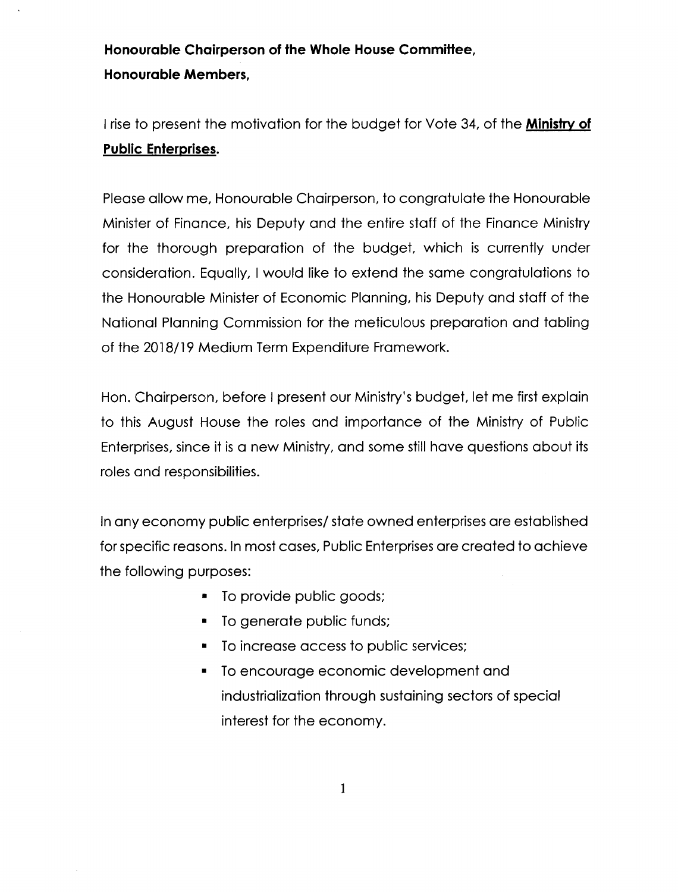**Honourable Chairperson of the Whole House Committee,**
**Honourable Members,**

I rise to present the motivation for the budget for Vote 34, of the **<u>Ministry of Public Enterprises</u>**.

Please allow me, Honourable Chairperson, to congratulate the Honourable Minister of Finance, his Deputy and the entire staff of the Finance Ministry for the thorough preparation of the budget, which is currently under consideration. Equally, I would like to extend the same congratulations to the Honourable Minister of Economic Planning, his Deputy and staff of the National Planning Commission for the meticulous preparation and tabling of the 2018/19 Medium Term Expenditure Framework.

Hon. Chairperson, before I present our Ministry's budget, let me first explain to this August House the roles and importance of the Ministry of Public Enterprises, since it is a new Ministry, and some still have questions about its roles and responsibilities.

In any economy public enterprises/ state owned enterprises are established for specific reasons. In most cases, Public Enterprises are created to achieve the following purposes:

- To provide public goods;
- To generate public funds;
- To increase access to public services;
- To encourage economic development and industrialization through sustaining sectors of special interest for the economy.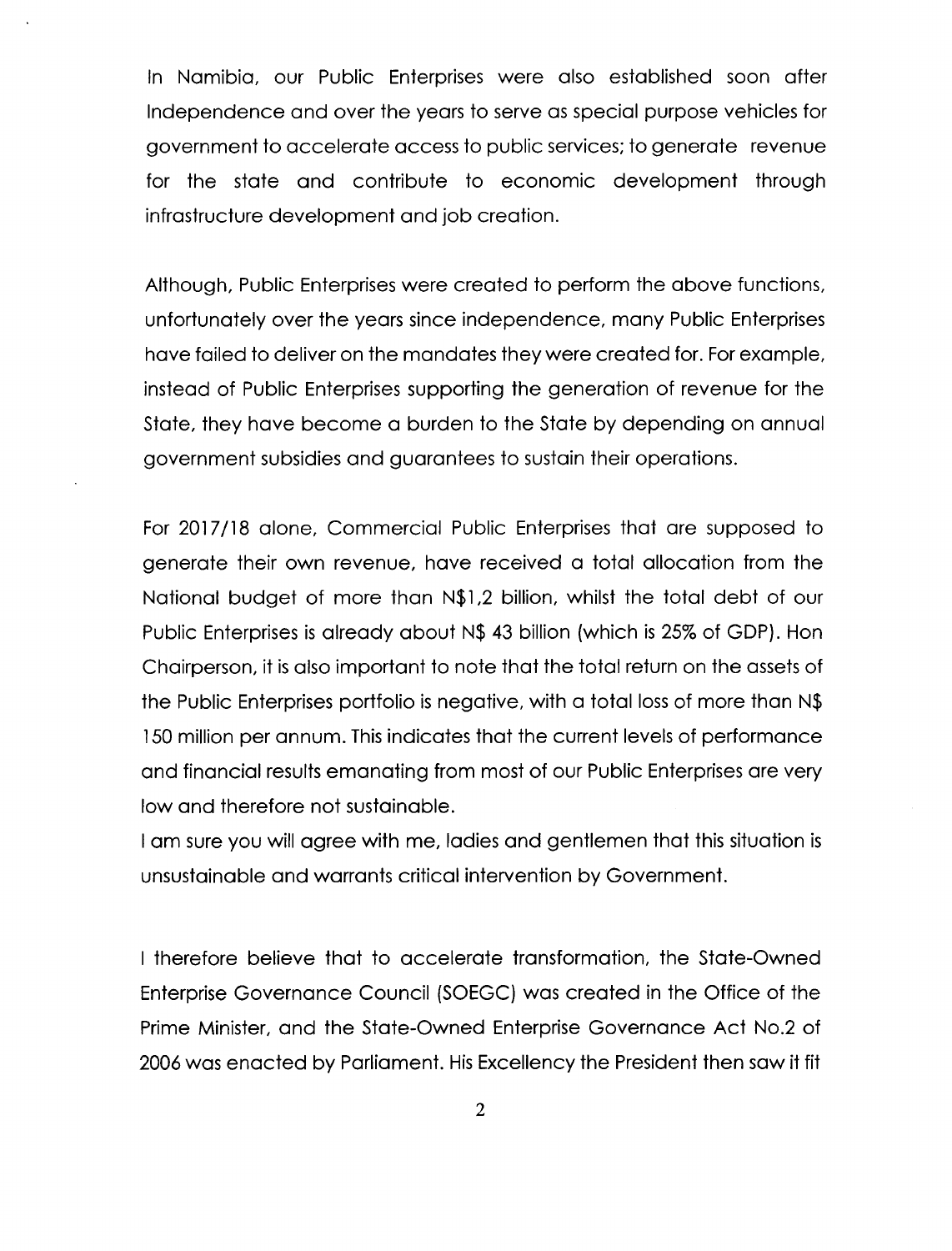In Namibia, our Public Enterprises were also established soon after Independence and over the years to serve as special purpose vehicles for government to accelerate access to public services; to generate revenue for the state and contribute to economic development through infrastructure development and job creation.

Although, Public Enterprises were created to perform the above functions, unfortunately over the years since independence, many Public Enterprises have failed to deliver on the mandates they were created for. For example, instead of Public Enterprises supporting the generation of revenue for the State, they have become a burden to the State by depending on annual government subsidies and guarantees to sustain their operations.

For 2017/18 alone, Commercial Public Enterprises that are supposed to generate their own revenue, have received a total allocation from the National budget of more than N$1,2 billion, whilst the total debt of our Public Enterprises is already about N$ 43 billion (which is 25% of GDP). Hon Chairperson, it is also important to note that the total return on the assets of the Public Enterprises portfolio is negative, with a total loss of more than N$ 150 million per annum. This indicates that the current levels of performance and financial results emanating from most of our Public Enterprises are very low and therefore not sustainable.

I am sure you will agree with me, ladies and gentlemen that this situation is unsustainable and warrants critical intervention by Government.

I therefore believe that to accelerate transformation, the State-Owned Enterprise Governance Council (SOEGC) was created in the Office of the Prime Minister, and the State-Owned Enterprise Governance Act No.2 of 2006 was enacted by Parliament. His Excellency the President then saw it fit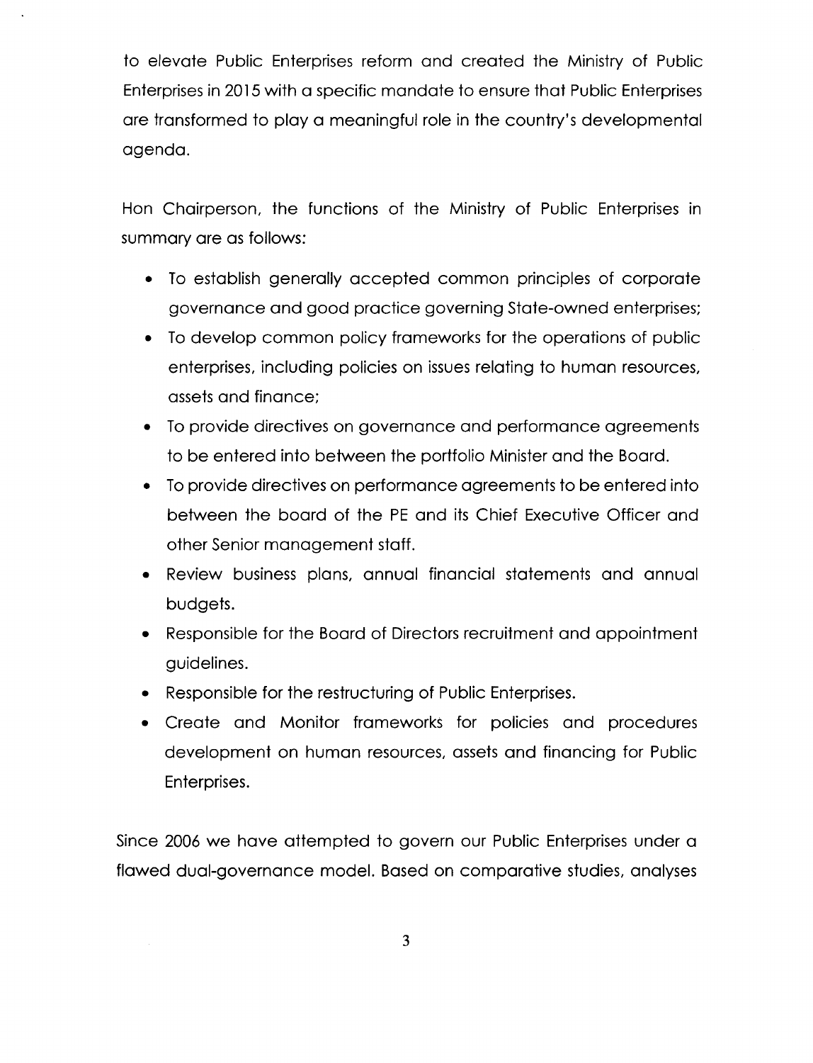to elevate Public Enterprises reform and created the Ministry of Public Enterprises in 2015 with a specific mandate to ensure that Public Enterprises are transformed to play a meaningful role in the country's developmental agenda.

Hon Chairperson, the functions of the Ministry of Public Enterprises in summary are as follows:

- To establish generally accepted common principles of corporate governance and good practice governing State-owned enterprises;
- To develop common policy frameworks for the operations of public enterprises, including policies on issues relating to human resources, assets and finance;
- To provide directives on governance and performance agreements to be entered into between the portfolio Minister and the Board.
- To provide directives on performance agreements to be entered into between the board of the PE and its Chief Executive Officer and other Senior management staff.
- Review business plans, annual financial statements and annual budgets.
- Responsible for the Board of Directors recruitment and appointment guidelines.
- Responsible for the restructuring of Public Enterprises.
- Create and Monitor frameworks for policies and procedures development on human resources, assets and financing for Public Enterprises.

Since 2006 we have attempted to govern our Public Enterprises under a flawed dual-governance model. Based on comparative studies, analyses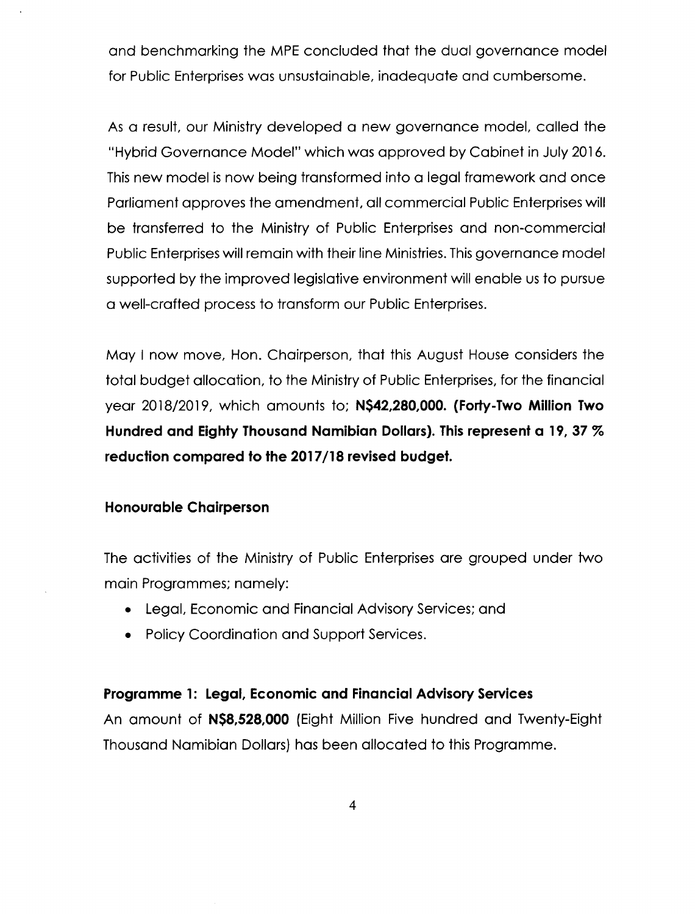and benchmarking the MPE concluded that the dual governance model for Public Enterprises was unsustainable, inadequate and cumbersome.

As a result, our Ministry developed a new governance model, called the "Hybrid Governance Model" which was approved by Cabinet in July 2016. This new model is now being transformed into a legal framework and once Parliament approves the amendment, all commercial Public Enterprises will be transferred to the Ministry of Public Enterprises and non-commercial Public Enterprises will remain with their line Ministries. This governance model supported by the improved legislative environment will enable us to pursue a well-crafted process to transform our Public Enterprises.

May I now move, Hon. Chairperson, that this August House considers the total budget allocation, to the Ministry of Public Enterprises, for the financial year 2018/2019, which amounts to; **N$42,280,000. (Forty-Two Million Two Hundred and Eighty Thousand Namibian Dollars). This represent a 19, 37 % reduction compared to the 2017/18 revised budget.**

**Honourable Chairperson**

The activities of the Ministry of Public Enterprises are grouped under two main Programmes; namely:

- Legal, Economic and Financial Advisory Services; and
- Policy Coordination and Support Services.

**Programme 1: Legal, Economic and Financial Advisory Services**

An amount of **N$8,528,000** (Eight Million Five hundred and Twenty-Eight Thousand Namibian Dollars) has been allocated to this Programme.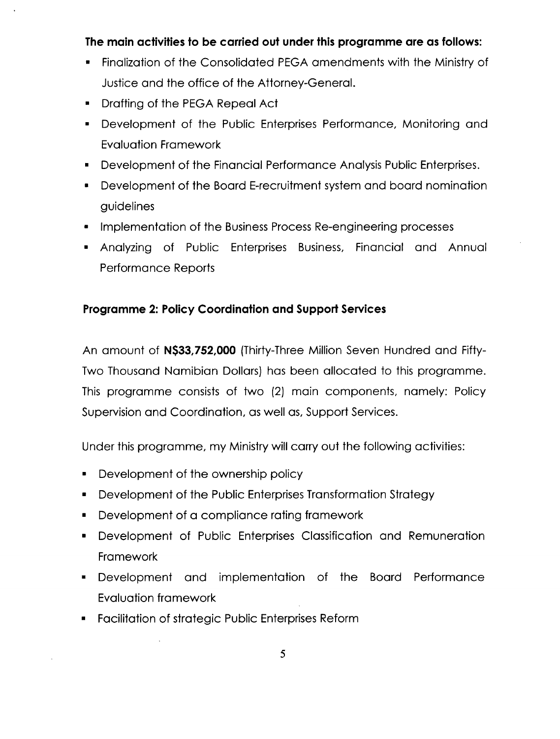**The main activities to be carried out under this programme are as follows:**

- Finalization of the Consolidated PEGA amendments with the Ministry of Justice and the office of the Attorney-General.
- Drafting of the PEGA Repeal Act
- Development of the Public Enterprises Performance, Monitoring and Evaluation Framework
- Development of the Financial Performance Analysis Public Enterprises.
- Development of the Board E-recruitment system and board nomination guidelines
- Implementation of the Business Process Re-engineering processes
- Analyzing of Public Enterprises Business, Financial and Annual Performance Reports

**Programme 2: Policy Coordination and Support Services**

An amount of **N$33,752,000** (Thirty-Three Million Seven Hundred and Fifty-Two Thousand Namibian Dollars) has been allocated to this programme. This programme consists of two (2) main components, namely: Policy Supervision and Coordination, as well as, Support Services.

Under this programme, my Ministry will carry out the following activities:

- Development of the ownership policy
- Development of the Public Enterprises Transformation Strategy
- Development of a compliance rating framework
- Development of Public Enterprises Classification and Remuneration Framework
- Development and implementation of the Board Performance Evaluation framework
- Facilitation of strategic Public Enterprises Reform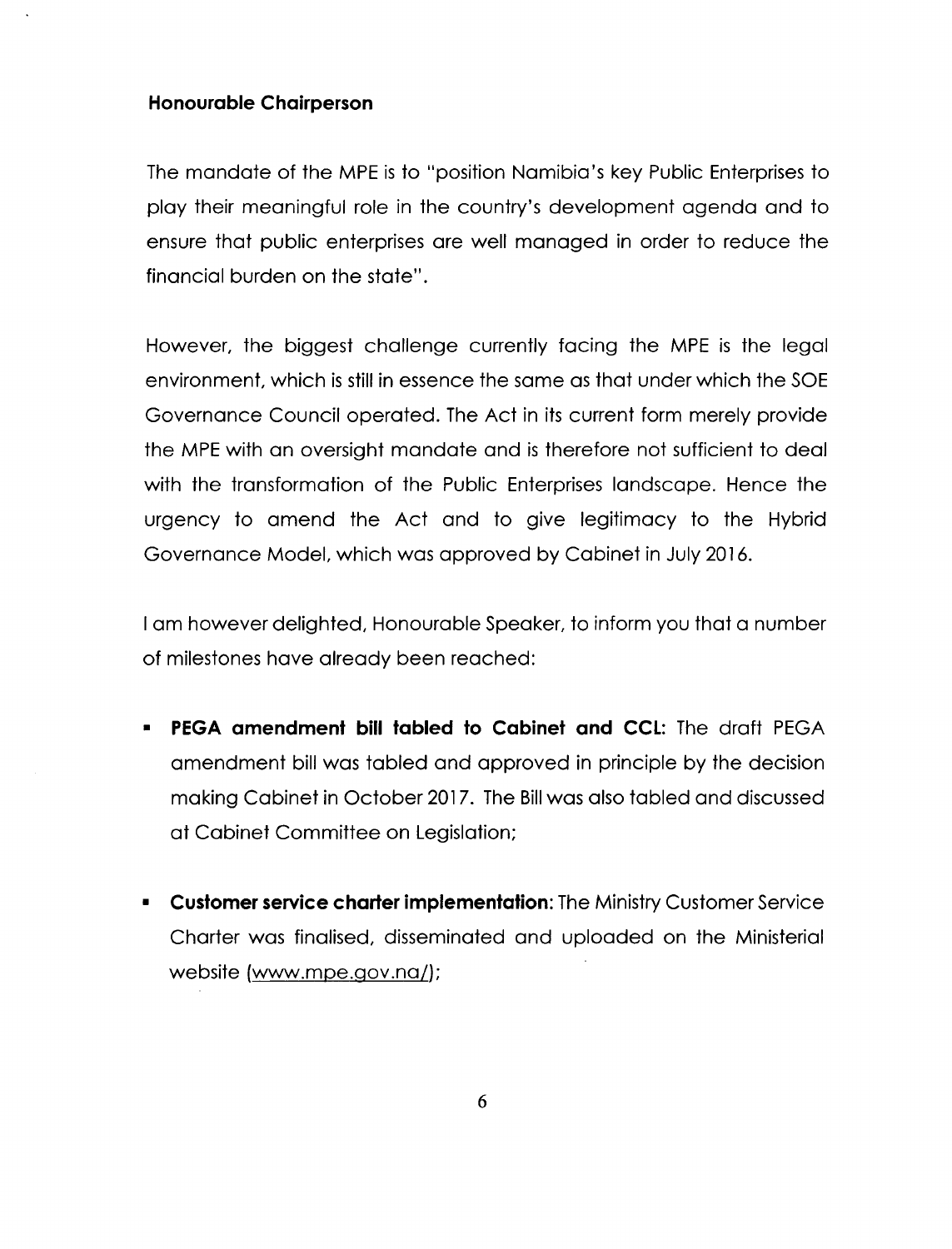**Honourable Chairperson**

The mandate of the MPE is to "position Namibia's key Public Enterprises to play their meaningful role in the country's development agenda and to ensure that public enterprises are well managed in order to reduce the financial burden on the state".

However, the biggest challenge currently facing the MPE is the legal environment, which is still in essence the same as that under which the SOE Governance Council operated. The Act in its current form merely provide the MPE with an oversight mandate and is therefore not sufficient to deal with the transformation of the Public Enterprises landscape. Hence the urgency to amend the Act and to give legitimacy to the Hybrid Governance Model, which was approved by Cabinet in July 2016.

I am however delighted, Honourable Speaker, to inform you that a number of milestones have already been reached:

- **PEGA amendment bill tabled to Cabinet and CCL:** The draft PEGA amendment bill was tabled and approved in principle by the decision making Cabinet in October 2017. The Bill was also tabled and discussed at Cabinet Committee on Legislation;
- **Customer service charter implementation:** The Ministry Customer Service Charter was finalised, disseminated and uploaded on the Ministerial website (www.mpe.gov.na/);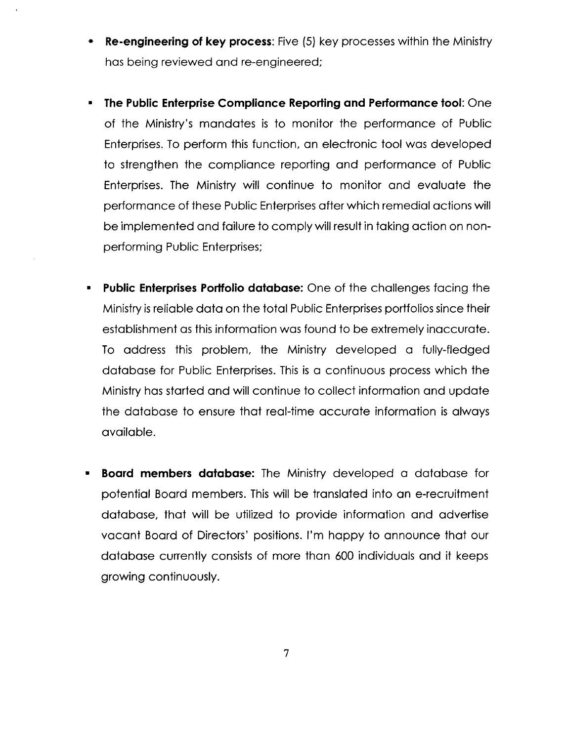- **Re-engineering of key process**: Five (5) key processes within the Ministry has being reviewed and re-engineered;

- **The Public Enterprise Compliance Reporting and Performance tool**: One of the Ministry's mandates is to monitor the performance of Public Enterprises. To perform this function, an electronic tool was developed to strengthen the compliance reporting and performance of Public Enterprises. The Ministry will continue to monitor and evaluate the performance of these Public Enterprises after which remedial actions will be implemented and failure to comply will result in taking action on non-performing Public Enterprises;

- **Public Enterprises Portfolio database:** One of the challenges facing the Ministry is reliable data on the total Public Enterprises portfolios since their establishment as this information was found to be extremely inaccurate. To address this problem, the Ministry developed a fully-fledged database for Public Enterprises. This is a continuous process which the Ministry has started and will continue to collect information and update the database to ensure that real-time accurate information is always available.

- **Board members database:** The Ministry developed a database for potential Board members. This will be translated into an e-recruitment database, that will be utilized to provide information and advertise vacant Board of Directors' positions. I'm happy to announce that our database currently consists of more than 600 individuals and it keeps growing continuously.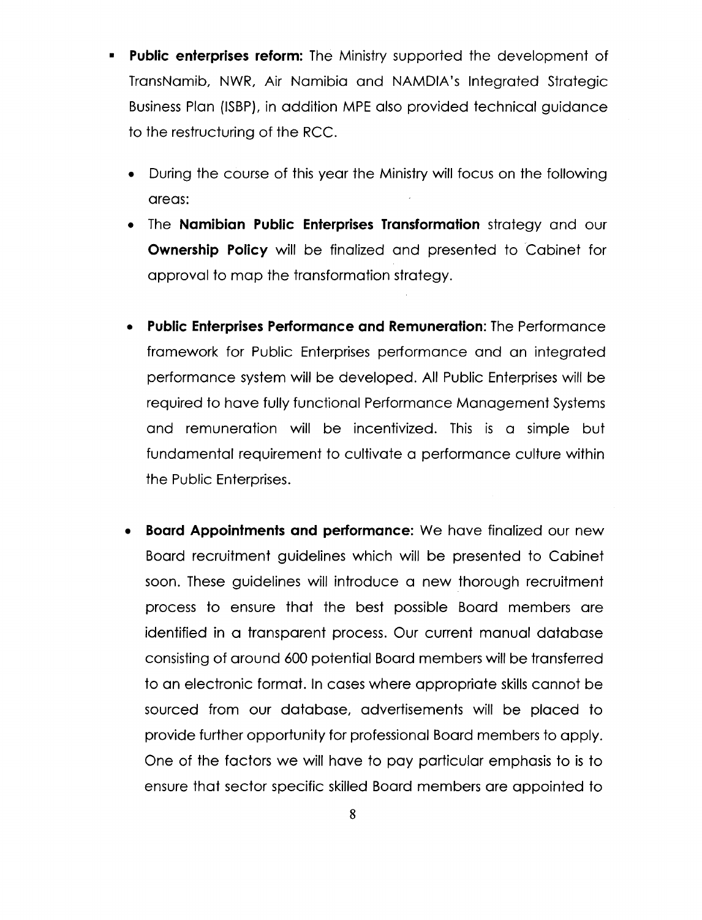- **Public enterprises reform:** The Ministry supported the development of TransNamib, NWR, Air Namibia and NAMDIA's Integrated Strategic Business Plan (ISBP), in addition MPE also provided technical guidance to the restructuring of the RCC.

  - During the course of this year the Ministry will focus on the following areas:
  - The **Namibian Public Enterprises Transformation** strategy and our **Ownership Policy** will be finalized and presented to Cabinet for approval to map the transformation strategy.
  - **Public Enterprises Performance and Remuneration**: The Performance framework for Public Enterprises performance and an integrated performance system will be developed. All Public Enterprises will be required to have fully functional Performance Management Systems and remuneration will be incentivized. This is a simple but fundamental requirement to cultivate a performance culture within the Public Enterprises.
  - **Board Appointments and performance:** We have finalized our new Board recruitment guidelines which will be presented to Cabinet soon. These guidelines will introduce a new thorough recruitment process to ensure that the best possible Board members are identified in a transparent process. Our current manual database consisting of around 600 potential Board members will be transferred to an electronic format. In cases where appropriate skills cannot be sourced from our database, advertisements will be placed to provide further opportunity for professional Board members to apply. One of the factors we will have to pay particular emphasis to is to ensure that sector specific skilled Board members are appointed to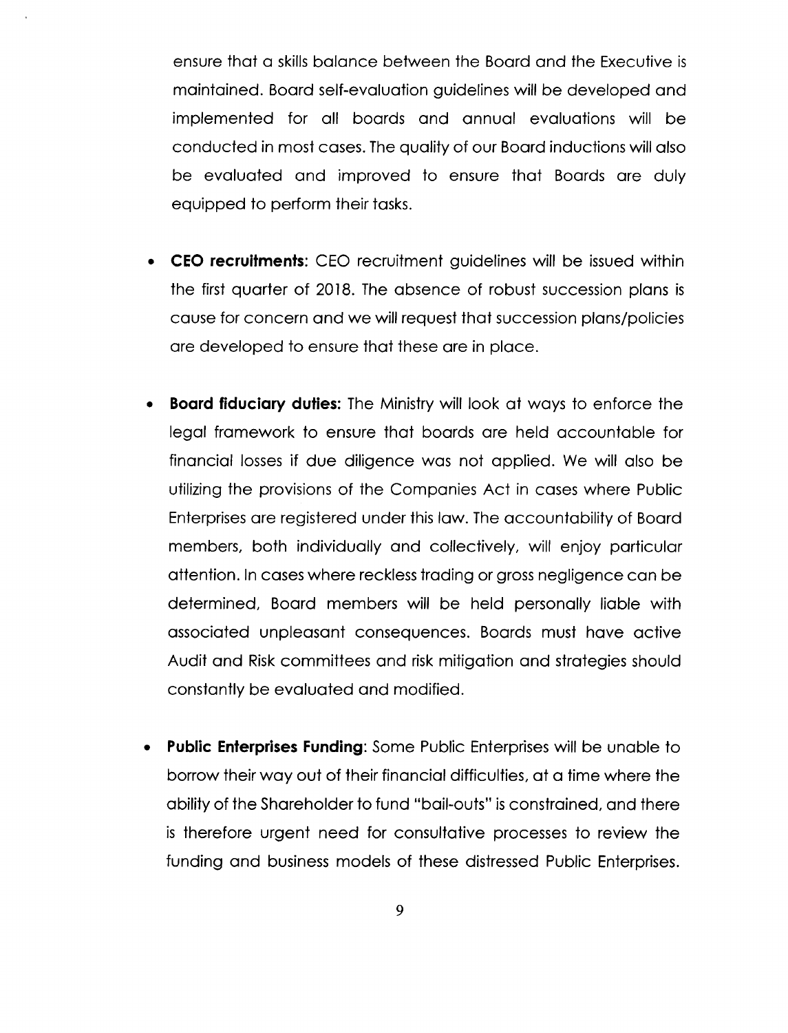ensure that a skills balance between the Board and the Executive is maintained. Board self-evaluation guidelines will be developed and implemented for all boards and annual evaluations will be conducted in most cases. The quality of our Board inductions will also be evaluated and improved to ensure that Boards are duly equipped to perform their tasks.

- **CEO recruitments**: CEO recruitment guidelines will be issued within the first quarter of 2018. The absence of robust succession plans is cause for concern and we will request that succession plans/policies are developed to ensure that these are in place.

- **Board fiduciary duties:** The Ministry will look at ways to enforce the legal framework to ensure that boards are held accountable for financial losses if due diligence was not applied. We will also be utilizing the provisions of the Companies Act in cases where Public Enterprises are registered under this law. The accountability of Board members, both individually and collectively, will enjoy particular attention. In cases where reckless trading or gross negligence can be determined, Board members will be held personally liable with associated unpleasant consequences. Boards must have active Audit and Risk committees and risk mitigation and strategies should constantly be evaluated and modified.

- **Public Enterprises Funding**: Some Public Enterprises will be unable to borrow their way out of their financial difficulties, at a time where the ability of the Shareholder to fund "bail-outs" is constrained, and there is therefore urgent need for consultative processes to review the funding and business models of these distressed Public Enterprises.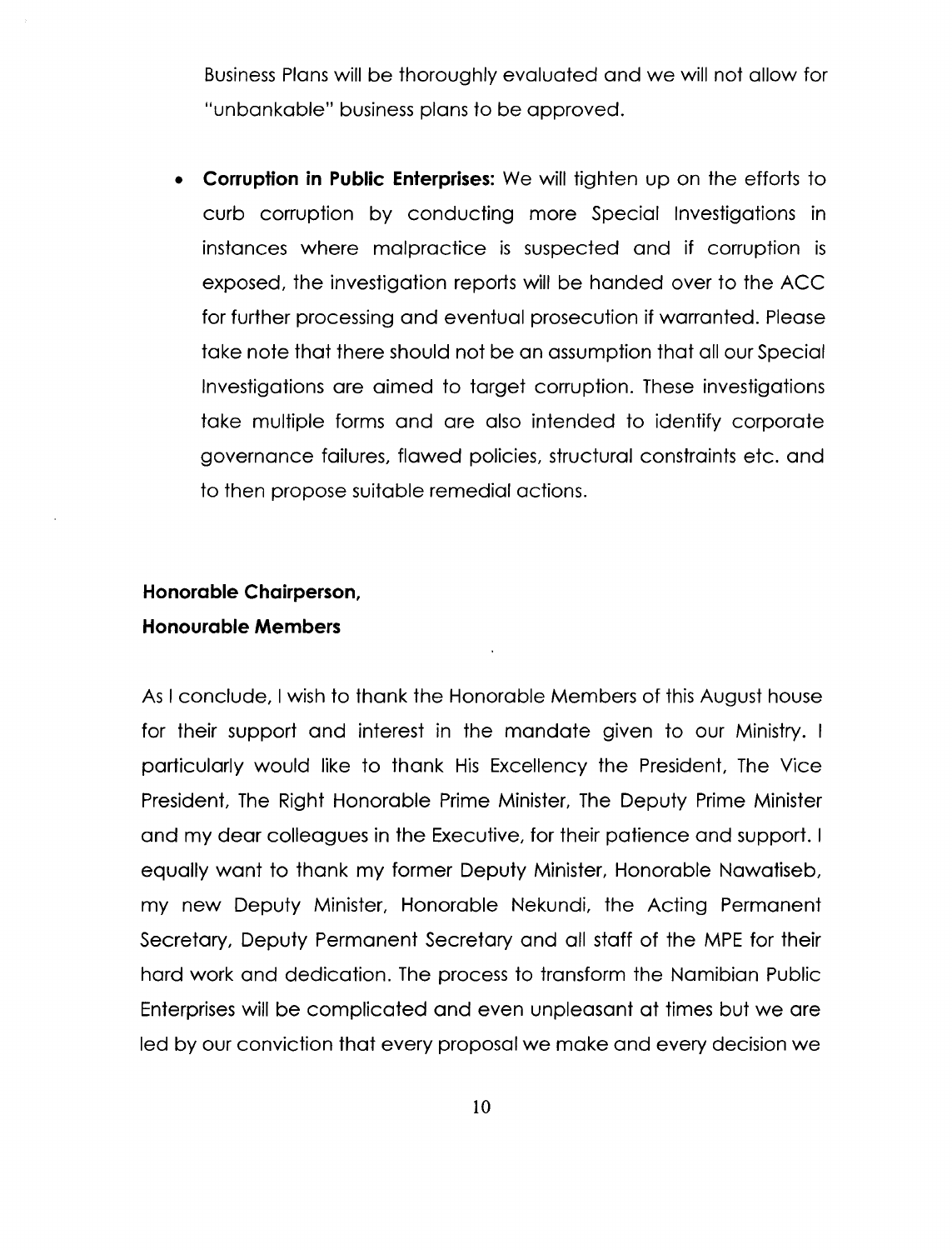Business Plans will be thoroughly evaluated and we will not allow for "unbankable" business plans to be approved.

- **Corruption in Public Enterprises:** We will tighten up on the efforts to curb corruption by conducting more Special Investigations in instances where malpractice is suspected and if corruption is exposed, the investigation reports will be handed over to the ACC for further processing and eventual prosecution if warranted. Please take note that there should not be an assumption that all our Special Investigations are aimed to target corruption. These investigations take multiple forms and are also intended to identify corporate governance failures, flawed policies, structural constraints etc. and to then propose suitable remedial actions.

**Honorable Chairperson,**
**Honourable Members**

As I conclude, I wish to thank the Honorable Members of this August house for their support and interest in the mandate given to our Ministry. I particularly would like to thank His Excellency the President, The Vice President, The Right Honorable Prime Minister, The Deputy Prime Minister and my dear colleagues in the Executive, for their patience and support. I equally want to thank my former Deputy Minister, Honorable Nawatiseb, my new Deputy Minister, Honorable Nekundi, the Acting Permanent Secretary, Deputy Permanent Secretary and all staff of the MPE for their hard work and dedication. The process to transform the Namibian Public Enterprises will be complicated and even unpleasant at times but we are led by our conviction that every proposal we make and every decision we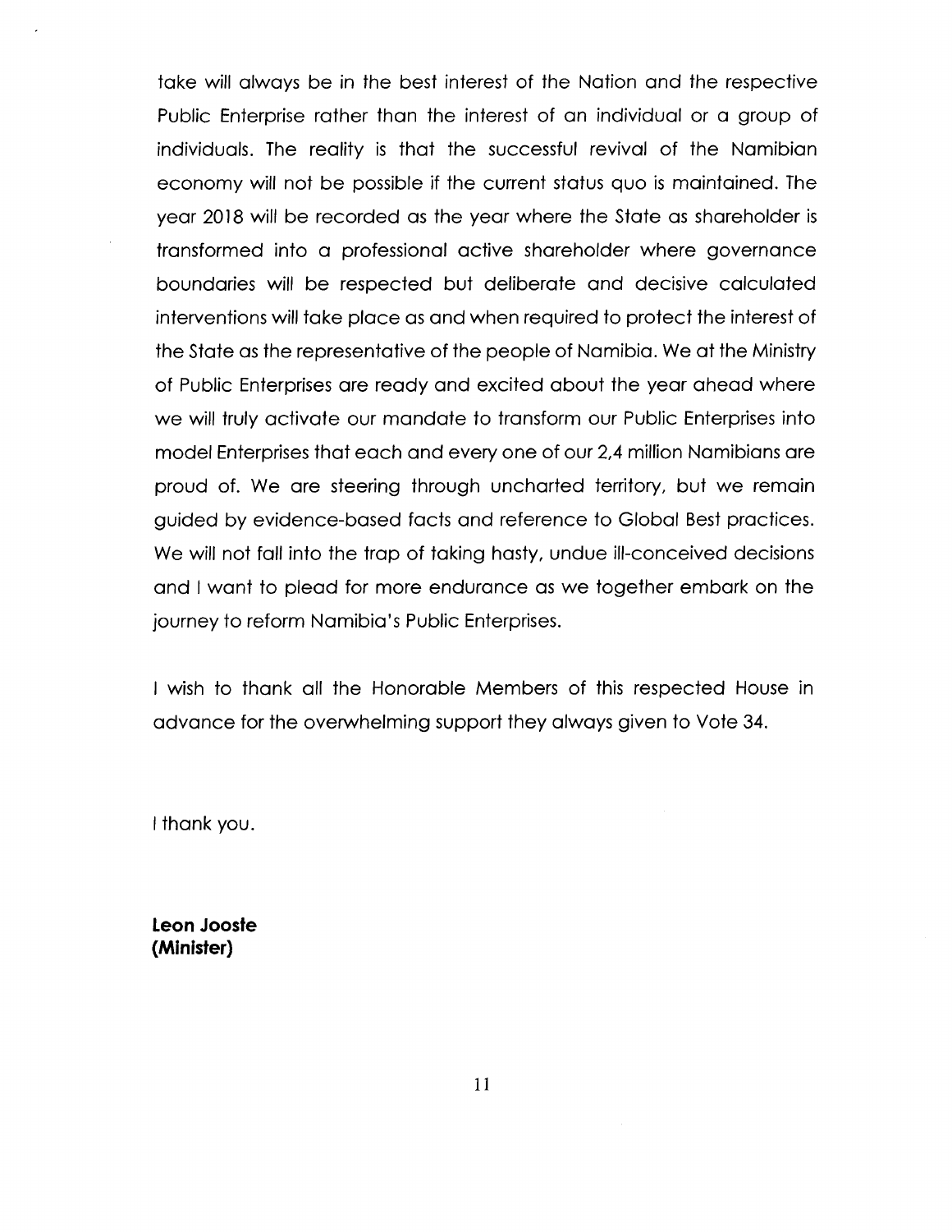take will always be in the best interest of the Nation and the respective Public Enterprise rather than the interest of an individual or a group of individuals. The reality is that the successful revival of the Namibian economy will not be possible if the current status quo is maintained. The year 2018 will be recorded as the year where the State as shareholder is transformed into a professional active shareholder where governance boundaries will be respected but deliberate and decisive calculated interventions will take place as and when required to protect the interest of the State as the representative of the people of Namibia. We at the Ministry of Public Enterprises are ready and excited about the year ahead where we will truly activate our mandate to transform our Public Enterprises into model Enterprises that each and every one of our 2,4 million Namibians are proud of. We are steering through uncharted territory, but we remain guided by evidence-based facts and reference to Global Best practices. We will not fall into the trap of taking hasty, undue ill-conceived decisions and I want to plead for more endurance as we together embark on the journey to reform Namibia's Public Enterprises.

I wish to thank all the Honorable Members of this respected House in advance for the overwhelming support they always given to Vote 34.

I thank you.

**Leon Jooste**
**(Minister)**